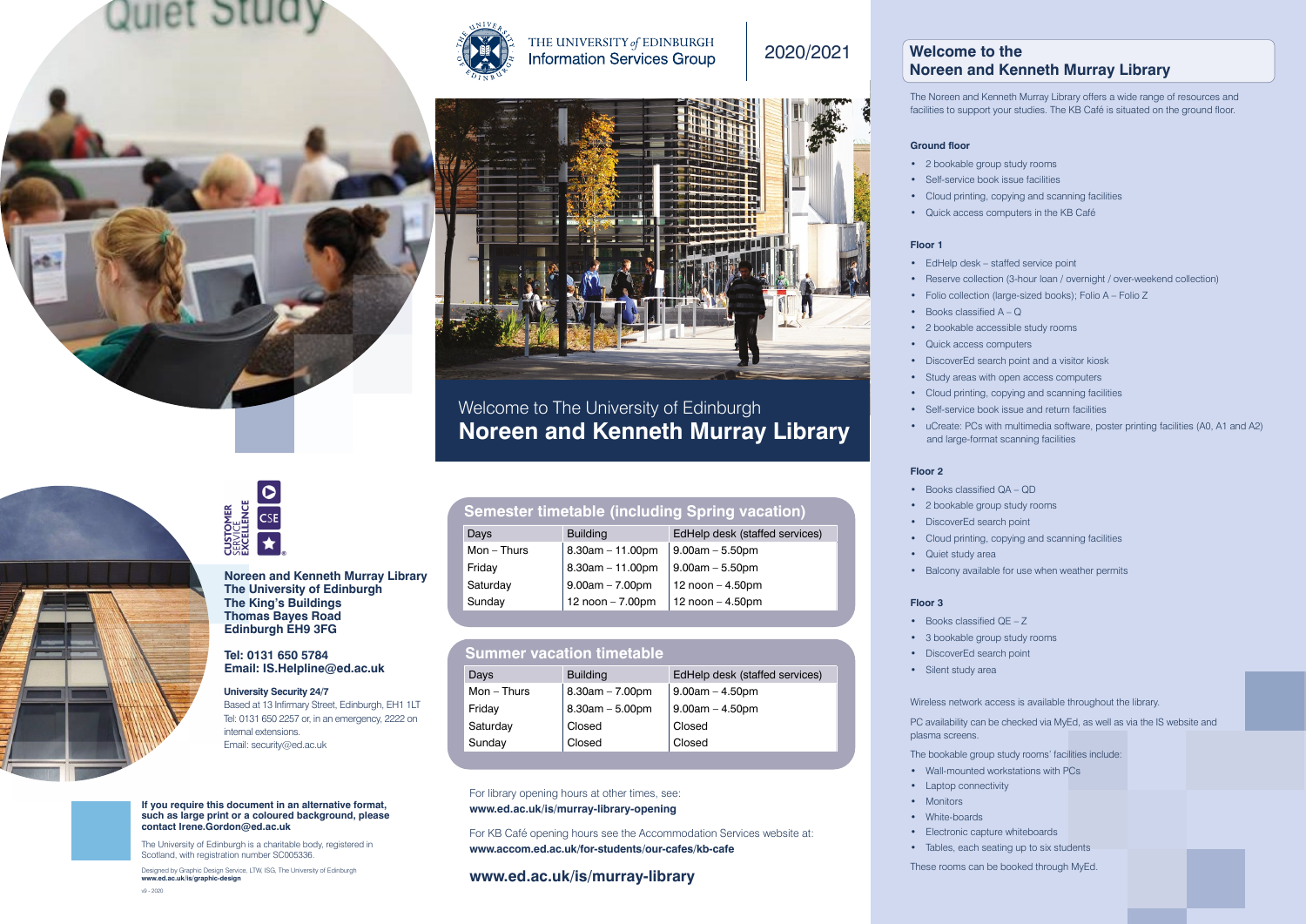THE UNIVERSITY of EDINBURGH
Information Services Group

2020/2021

# Welcome to The University of Edinburgh
# Noreen and Kenneth Murray Library

## Semester timetable (including Spring vacation)

| Days | Building | EdHelp desk (staffed services) |
| --- | --- | --- |
| Mon – Thurs | 8.30am – 11.00pm | 9.00am – 5.50pm |
| Friday | 8.30am – 11.00pm | 9.00am – 5.50pm |
| Saturday | 9.00am – 7.00pm | 12 noon – 4.50pm |
| Sunday | 12 noon – 7.00pm | 12 noon – 4.50pm |

## Summer vacation timetable

| Days | Building | EdHelp desk (staffed services) |
| --- | --- | --- |
| Mon – Thurs | 8.30am – 7.00pm | 9.00am – 4.50pm |
| Friday | 8.30am – 5.00pm | 9.00am – 4.50pm |
| Saturday | Closed | Closed |
| Sunday | Closed | Closed |

For library opening hours at other times, see:
**www.ed.ac.uk/is/murray-library-opening**

For KB Café opening hours see the Accommodation Services website at:
**www.accom.ed.ac.uk/for-students/our-cafes/kb-cafe**

**www.ed.ac.uk/is/murray-library**

CUSTOMER SERVICE EXCELLENCE

**Noreen and Kenneth Murray Library**
**The University of Edinburgh**
**The King's Buildings**
**Thomas Bayes Road**
**Edinburgh EH9 3FG**

**Tel: 0131 650 5784**
**Email: IS.Helpline@ed.ac.uk**

**University Security 24/7**
Based at 13 Infirmary Street, Edinburgh, EH1 1LT
Tel: 0131 650 2257 or, in an emergency, 2222 on internal extensions.
Email: security@ed.ac.uk

**If you require this document in an alternative format, such as large print or a coloured background, please contact Irene.Gordon@ed.ac.uk**

The University of Edinburgh is a charitable body, registered in Scotland, with registration number SC005336.

Designed by Graphic Design Service, LTW, ISG, The University of Edinburgh
**www.ed.ac.uk/is/graphic-design**

v9 - 2020

## Welcome to the Noreen and Kenneth Murray Library

The Noreen and Kenneth Murray Library offers a wide range of resources and facilities to support your studies. The KB Café is situated on the ground floor.

### Ground floor

- 2 bookable group study rooms
- Self-service book issue facilities
- Cloud printing, copying and scanning facilities
- Quick access computers in the KB Café

### Floor 1

- EdHelp desk – staffed service point
- Reserve collection (3-hour loan / overnight / over-weekend collection)
- Folio collection (large-sized books); Folio A – Folio Z
- Books classified A – Q
- 2 bookable accessible study rooms
- Quick access computers
- DiscoverEd search point and a visitor kiosk
- Study areas with open access computers
- Cloud printing, copying and scanning facilities
- Self-service book issue and return facilities
- uCreate: PCs with multimedia software, poster printing facilities (A0, A1 and A2) and large-format scanning facilities

### Floor 2

- Books classified QA – QD
- 2 bookable group study rooms
- DiscoverEd search point
- Cloud printing, copying and scanning facilities
- Quiet study area
- Balcony available for use when weather permits

### Floor 3

- Books classified QE – Z
- 3 bookable group study rooms
- DiscoverEd search point
- Silent study area

Wireless network access is available throughout the library.

PC availability can be checked via MyEd, as well as via the IS website and plasma screens.

The bookable group study rooms' facilities include:

- Wall-mounted workstations with PCs
- Laptop connectivity
- Monitors
- White-boards
- Electronic capture whiteboards
- Tables, each seating up to six students

These rooms can be booked through MyEd.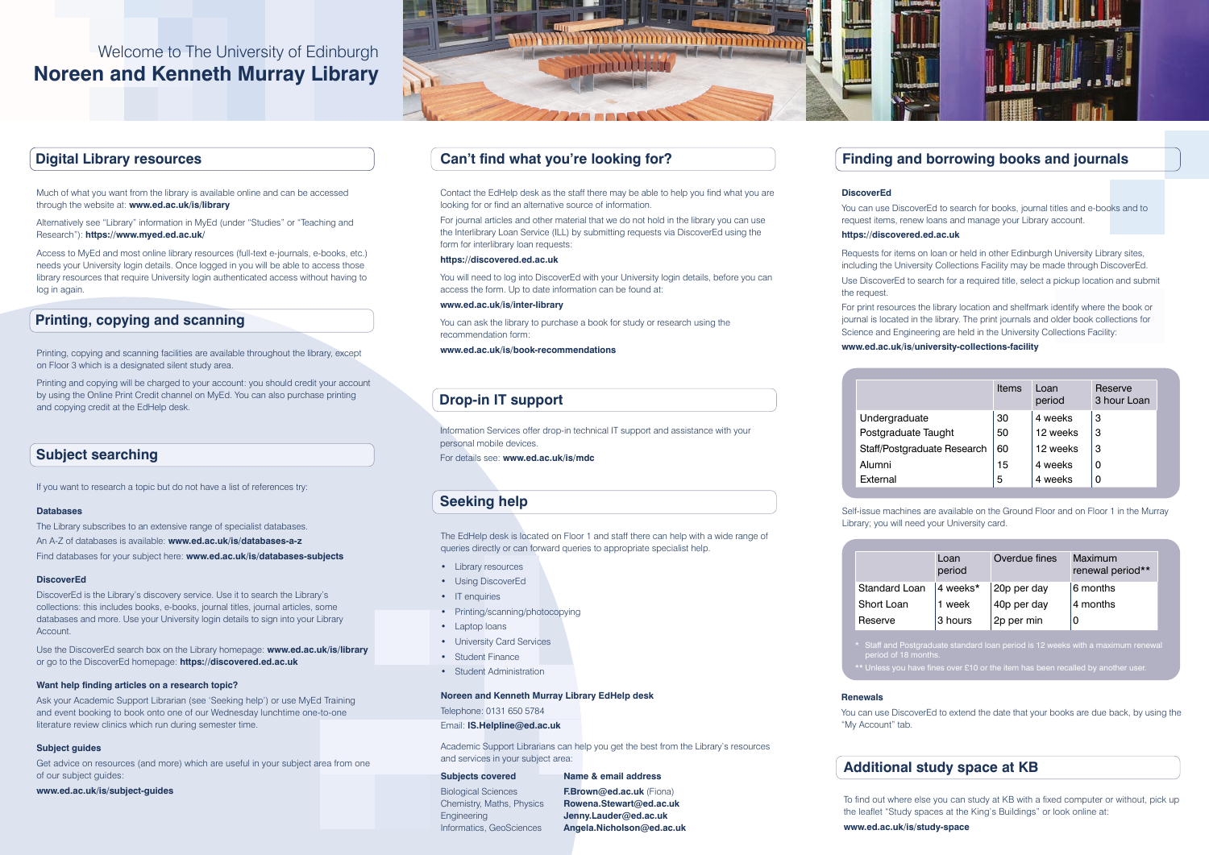Welcome to The University of Edinburgh

# Noreen and Kenneth Murray Library

## Digital Library resources

Much of what you want from the library is available online and can be accessed through the website at: **www.ed.ac.uk/is/library**

Alternatively see "Library" information in MyEd (under "Studies" or "Teaching and Research"): **https://www.myed.ed.ac.uk/**

Access to MyEd and most online library resources (full-text e-journals, e-books, etc.) needs your University login details. Once logged in you will be able to access those library resources that require University login authenticated access without having to log in again.

## Printing, copying and scanning

Printing, copying and scanning facilities are available throughout the library, except on Floor 3 which is a designated silent study area.

Printing and copying will be charged to your account: you should credit your account by using the Online Print Credit channel on MyEd. You can also purchase printing and copying credit at the EdHelp desk.

## Subject searching

If you want to research a topic but do not have a list of references try:

### Databases

The Library subscribes to an extensive range of specialist databases.

An A-Z of databases is available: **www.ed.ac.uk/is/databases-a-z**

Find databases for your subject here: **www.ed.ac.uk/is/databases-subjects**

### DiscoverEd

DiscoverEd is the Library's discovery service. Use it to search the Library's collections: this includes books, e-books, journal titles, journal articles, some databases and more. Use your University login details to sign into your Library Account.

Use the DiscoverEd search box on the Library homepage: **www.ed.ac.uk/is/library** or go to the DiscoverEd homepage: **https://discovered.ed.ac.uk**

### Want help finding articles on a research topic?

Ask your Academic Support Librarian (see 'Seeking help') or use MyEd Training and event booking to book onto one of our Wednesday lunchtime one-to-one literature review clinics which run during semester time.

### Subject guides

Get advice on resources (and more) which are useful in your subject area from one of our subject guides:

**www.ed.ac.uk/is/subject-guides**

## Can't find what you're looking for?

Contact the EdHelp desk as the staff there may be able to help you find what you are looking for or find an alternative source of information.

For journal articles and other material that we do not hold in the library you can use the Interlibrary Loan Service (ILL) by submitting requests via DiscoverEd using the form for interlibrary loan requests:

**https://discovered.ed.ac.uk**

You will need to log into DiscoverEd with your University login details, before you can access the form. Up to date information can be found at:

**www.ed.ac.uk/is/inter-library**

You can ask the library to purchase a book for study or research using the recommendation form:

**www.ed.ac.uk/is/book-recommendations**

## Drop-in IT support

Information Services offer drop-in technical IT support and assistance with your personal mobile devices.

For details see: **www.ed.ac.uk/is/mdc**

## Seeking help

The EdHelp desk is located on Floor 1 and staff there can help with a wide range of queries directly or can forward queries to appropriate specialist help.

- Library resources
- Using DiscoverEd
- IT enquiries
- Printing/scanning/photocopying
- Laptop loans
- University Card Services
- Student Finance
- Student Administration

**Noreen and Kenneth Murray Library EdHelp desk**

Telephone: 0131 650 5784

Email: **IS.Helpline@ed.ac.uk**

Academic Support Librarians can help you get the best from the Library's resources and services in your subject area:

| Subjects covered | Name & email address |
|---|---|
| Biological Sciences | **F.Brown@ed.ac.uk** (Fiona) |
| Chemistry, Maths, Physics | **Rowena.Stewart@ed.ac.uk** |
| Engineering | **Jenny.Lauder@ed.ac.uk** |
| Informatics, GeoSciences | **Angela.Nicholson@ed.ac.uk** |

## Finding and borrowing books and journals

### DiscoverEd

You can use DiscoverEd to search for books, journal titles and e-books and to request items, renew loans and manage your Library account.

**https://discovered.ed.ac.uk**

Requests for items on loan or held in other Edinburgh University Library sites, including the University Collections Facility may be made through DiscoverEd.

Use DiscoverEd to search for a required title, select a pickup location and submit the request.

For print resources the library location and shelfmark identify where the book or journal is located in the library. The print journals and older book collections for Science and Engineering are held in the University Collections Facility:

**www.ed.ac.uk/is/university-collections-facility**

| | Items | Loan period | Reserve 3 hour Loan |
|---|---|---|---|
| Undergraduate | 30 | 4 weeks | 3 |
| Postgraduate Taught | 50 | 12 weeks | 3 |
| Staff/Postgraduate Research | 60 | 12 weeks | 3 |
| Alumni | 15 | 4 weeks | 0 |
| External | 5 | 4 weeks | 0 |

Self-issue machines are available on the Ground Floor and on Floor 1 in the Murray Library; you will need your University card.

| | Loan period | Overdue fines | Maximum renewal period** |
|---|---|---|---|
| Standard Loan | 4 weeks* | 20p per day | 6 months |
| Short Loan | 1 week | 40p per day | 4 months |
| Reserve | 3 hours | 2p per min | 0 |

\* Staff and Postgraduate standard loan period is 12 weeks with a maximum renewal period of 18 months.

** Unless you have fines over £10 or the item has been recalled by another user.

### Renewals

You can use DiscoverEd to extend the date that your books are due back, by using the "My Account" tab.

## Additional study space at KB

To find out where else you can study at KB with a fixed computer or without, pick up the leaflet "Study spaces at the King's Buildings" or look online at:

**www.ed.ac.uk/is/study-space**